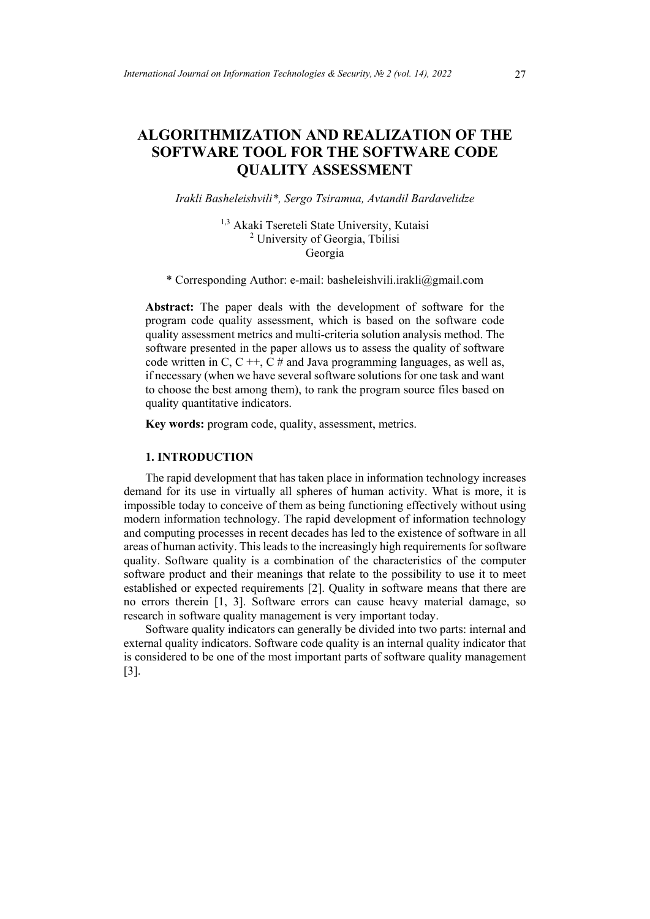# ALGORITHMIZATION AND REALIZATION OF THE SOFTWARE TOOL FOR THE SOFTWARE CODE QUALITY ASSESSMENT

*Irakli Basheleishvili*, Sergo Tsiramua, Avtandil Bardavelidze*

[1,3] Akaki Tsereteli State University, Kutaisi
[2] University of Georgia, Tbilisi
Georgia

\* Corresponding Author: e-mail: basheleishvili.irakli@gmail.com

**Abstract:** The paper deals with the development of software for the program code quality assessment, which is based on the software code quality assessment metrics and multi-criteria solution analysis method. The software presented in the paper allows us to assess the quality of software code written in C, C ++, C # and Java programming languages, as well as, if necessary (when we have several software solutions for one task and want to choose the best among them), to rank the program source files based on quality quantitative indicators.

**Key words:** program code, quality, assessment, metrics.

## 1. INTRODUCTION

The rapid development that has taken place in information technology increases demand for its use in virtually all spheres of human activity. What is more, it is impossible today to conceive of them as being functioning effectively without using modern information technology. The rapid development of information technology and computing processes in recent decades has led to the existence of software in all areas of human activity. This leads to the increasingly high requirements for software quality. Software quality is a combination of the characteristics of the computer software product and their meanings that relate to the possibility to use it to meet established or expected requirements [2]. Quality in software means that there are no errors therein [1, 3]. Software errors can cause heavy material damage, so research in software quality management is very important today.

Software quality indicators can generally be divided into two parts: internal and external quality indicators. Software code quality is an internal quality indicator that is considered to be one of the most important parts of software quality management [3].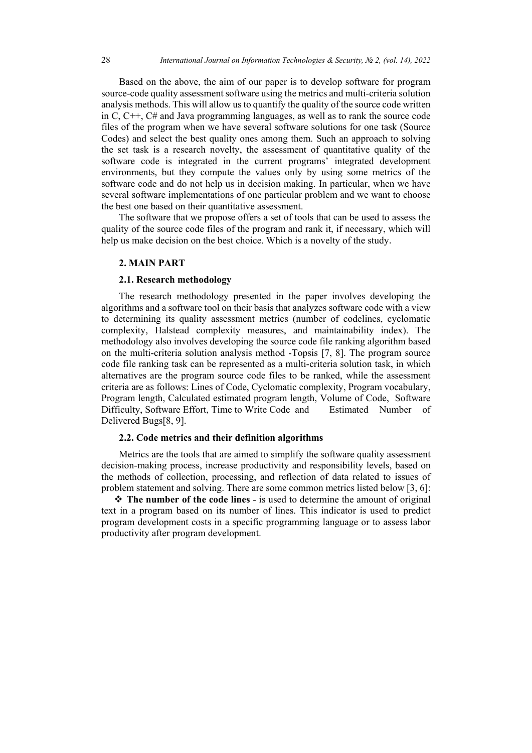Based on the above, the aim of our paper is to develop software for program source-code quality assessment software using the metrics and multi-criteria solution analysis methods. This will allow us to quantify the quality of the source code written in C, C++, C# and Java programming languages, as well as to rank the source code files of the program when we have several software solutions for one task (Source Codes) and select the best quality ones among them. Such an approach to solving the set task is a research novelty, the assessment of quantitative quality of the software code is integrated in the current programs' integrated development environments, but they compute the values only by using some metrics of the software code and do not help us in decision making. In particular, when we have several software implementations of one particular problem and we want to choose the best one based on their quantitative assessment.

The software that we propose offers a set of tools that can be used to assess the quality of the source code files of the program and rank it, if necessary, which will help us make decision on the best choice. Which is a novelty of the study.

## 2. MAIN PART

### 2.1. Research methodology

The research methodology presented in the paper involves developing the algorithms and a software tool on their basis that analyzes software code with a view to determining its quality assessment metrics (number of codelines, cyclomatic complexity, Halstead complexity measures, and maintainability index). The methodology also involves developing the source code file ranking algorithm based on the multi-criteria solution analysis method -Topsis [7, 8]. The program source code file ranking task can be represented as a multi-criteria solution task, in which alternatives are the program source code files to be ranked, while the assessment criteria are as follows: Lines of Code, Cyclomatic complexity, Program vocabulary, Program length, Calculated estimated program length, Volume of Code, Software Difficulty, Software Effort, Time to Write Code and Estimated Number of Delivered Bugs[8, 9].

### 2.2. Code metrics and their definition algorithms

Metrics are the tools that are aimed to simplify the software quality assessment decision-making process, increase productivity and responsibility levels, based on the methods of collection, processing, and reflection of data related to issues of problem statement and solving. There are some common metrics listed below [3, 6]:

- **The number of the code lines** - is used to determine the amount of original text in a program based on its number of lines. This indicator is used to predict program development costs in a specific programming language or to assess labor productivity after program development.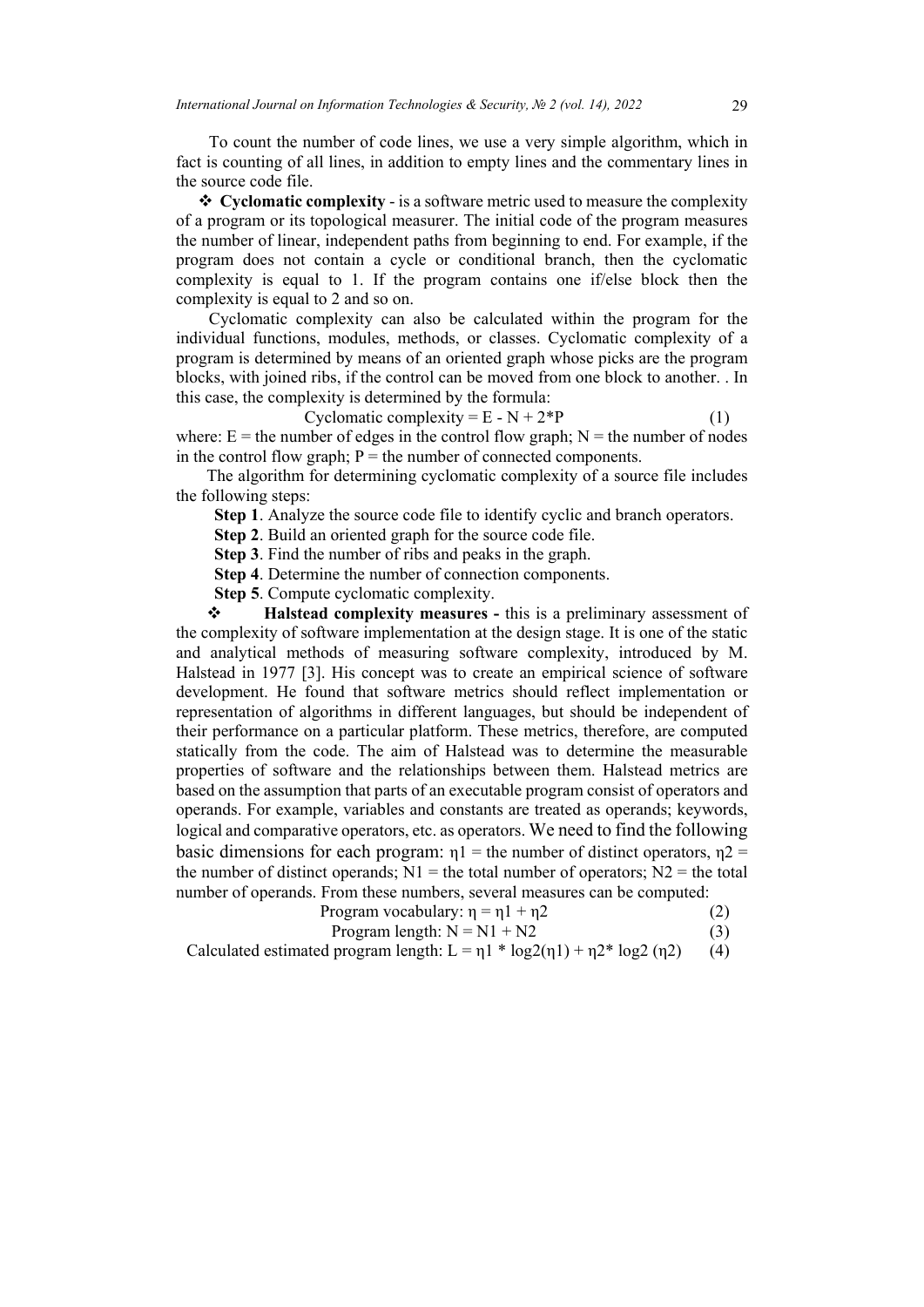To count the number of code lines, we use a very simple algorithm, which in fact is counting of all lines, in addition to empty lines and the commentary lines in the source code file.

❖ **Cyclomatic complexity** - is a software metric used to measure the complexity of a program or its topological measurer. The initial code of the program measures the number of linear, independent paths from beginning to end. For example, if the program does not contain a cycle or conditional branch, then the cyclomatic complexity is equal to 1. If the program contains one if/else block then the complexity is equal to 2 and so on.

Cyclomatic complexity can also be calculated within the program for the individual functions, modules, methods, or classes. Cyclomatic complexity of a program is determined by means of an oriented graph whose picks are the program blocks, with joined ribs, if the control can be moved from one block to another. . In this case, the complexity is determined by the formula:

$$\text{Cyclomatic complexity} = E - N + 2*P \qquad (1)$$

where: E = the number of edges in the control flow graph; N = the number of nodes in the control flow graph; P = the number of connected components.

The algorithm for determining cyclomatic complexity of a source file includes the following steps:

**Step 1**. Analyze the source code file to identify cyclic and branch operators.

**Step 2**. Build an oriented graph for the source code file.

**Step 3**. Find the number of ribs and peaks in the graph.

**Step 4**. Determine the number of connection components.

**Step 5**. Compute cyclomatic complexity.

❖ **Halstead complexity measures -** this is a preliminary assessment of the complexity of software implementation at the design stage. It is one of the static and analytical methods of measuring software complexity, introduced by M. Halstead in 1977 [3]. His concept was to create an empirical science of software development. He found that software metrics should reflect implementation or representation of algorithms in different languages, but should be independent of their performance on a particular platform. These metrics, therefore, are computed statically from the code. The aim of Halstead was to determine the measurable properties of software and the relationships between them. Halstead metrics are based on the assumption that parts of an executable program consist of operators and operands. For example, variables and constants are treated as operands; keywords, logical and comparative operators, etc. as operators. We need to find the following basic dimensions for each program: $\eta_1$ = the number of distinct operators, $\eta_2$ = the number of distinct operands; $N_1$ = the total number of operators; $N_2$ = the total number of operands. From these numbers, several measures can be computed:

$$\text{Program vocabulary: } \eta = \eta_1 + \eta_2 \qquad (2)$$

$$\text{Program length: } N = N_1 + N_2 \qquad (3)$$

$$\text{Calculated estimated program length: } L = \eta_1 * \log_2(\eta_1) + \eta_2 * \log_2(\eta_2) \qquad (4)$$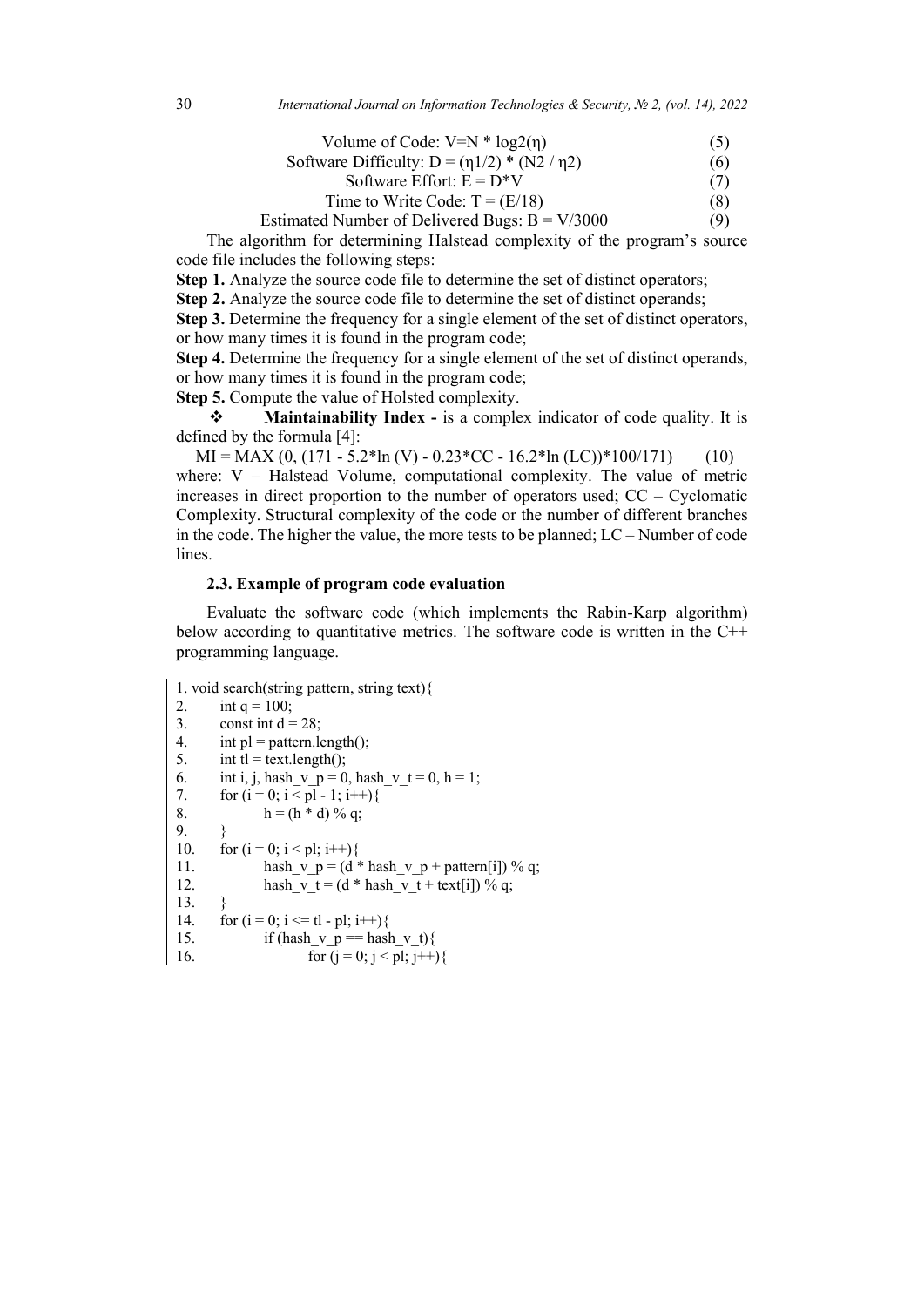$$\text{Volume of Code: } V = N * \log_2(\eta) \quad (5)$$

$$\text{Software Difficulty: } D = (\eta_1/2) * (N_2 / \eta_2) \quad (6)$$

$$\text{Software Effort: } E = D*V \quad (7)$$

$$\text{Time to Write Code: } T = (E/18) \quad (8)$$

$$\text{Estimated Number of Delivered Bugs: } B = V/3000 \quad (9)$$

The algorithm for determining Halstead complexity of the program's source code file includes the following steps:

**Step 1.** Analyze the source code file to determine the set of distinct operators;

**Step 2.** Analyze the source code file to determine the set of distinct operands;

**Step 3.** Determine the frequency for a single element of the set of distinct operators, or how many times it is found in the program code;

**Step 4.** Determine the frequency for a single element of the set of distinct operands, or how many times it is found in the program code;

**Step 5.** Compute the value of Holsted complexity.

- **Maintainability Index -** is a complex indicator of code quality. It is defined by the formula [4]:

$$MI = MAX(0, (171 - 5.2*\ln(V) - 0.23*CC - 16.2*\ln(LC))*100/171) \quad (10)$$

where: V – Halstead Volume, computational complexity. The value of metric increases in direct proportion to the number of operators used; CC – Cyclomatic Complexity. Structural complexity of the code or the number of different branches in the code. The higher the value, the more tests to be planned; LC – Number of code lines.

### 2.3. Example of program code evaluation

Evaluate the software code (which implements the Rabin-Karp algorithm) below according to quantitative metrics. The software code is written in the C++ programming language.

```
1. void search(string pattern, string text){
2.      int q = 100;
3.      const int d = 28;
4.      int pl = pattern.length();
5.      int tl = text.length();
6.      int i, j, hash_v_p = 0, hash_v_t = 0, h = 1;
7.      for (i = 0; i < pl - 1; i++){
8.              h = (h * d) % q;
9.      }
10.     for (i = 0; i < pl; i++){
11.             hash_v_p = (d * hash_v_p + pattern[i]) % q;
12.             hash_v_t = (d * hash_v_t + text[i]) % q;
13.     }
14.     for (i = 0; i <= tl - pl; i++){
15.             if (hash_v_p == hash_v_t){
16.                     for (j = 0; j < pl; j++){
```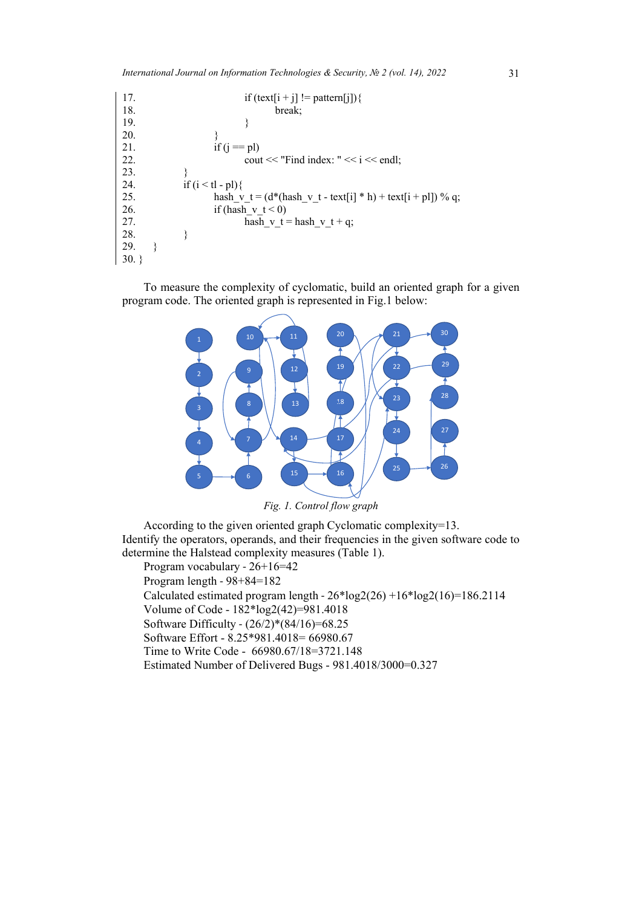```
17.                         if (text[i + j] != pattern[j]){
18.                                 break;
19.                         }
20.                 }
21.                 if (j == pl)
22.                         cout << "Find index: " << i << endl;
23.         }
24.         if (i < tl - pl){
25.                 hash_v_t = (d*(hash_v_t - text[i] * h) + text[i + pl]) % q;
26.                 if (hash_v_t < 0)
27.                         hash_v_t = hash_v_t + q;
28.         }
29.     }
30. }
```

To measure the complexity of cyclomatic, build an oriented graph for a given program code. The oriented graph is represented in Fig.1 below:

*Fig. 1. Control flow graph*

According to the given oriented graph Cyclomatic complexity=13.
Identify the operators, operands, and their frequencies in the given software code to determine the Halstead complexity measures (Table 1).

Program vocabulary - 26+16=42

Program length - 98+84=182

Calculated estimated program length - 26*log2(26) +16*log2(16)=186.2114

Volume of Code - 182*log2(42)=981.4018

Software Difficulty - (26/2)*(84/16)=68.25

Software Effort - 8.25*981.4018= 66980.67

Time to Write Code - 66980.67/18=3721.148

Estimated Number of Delivered Bugs - 981.4018/3000=0.327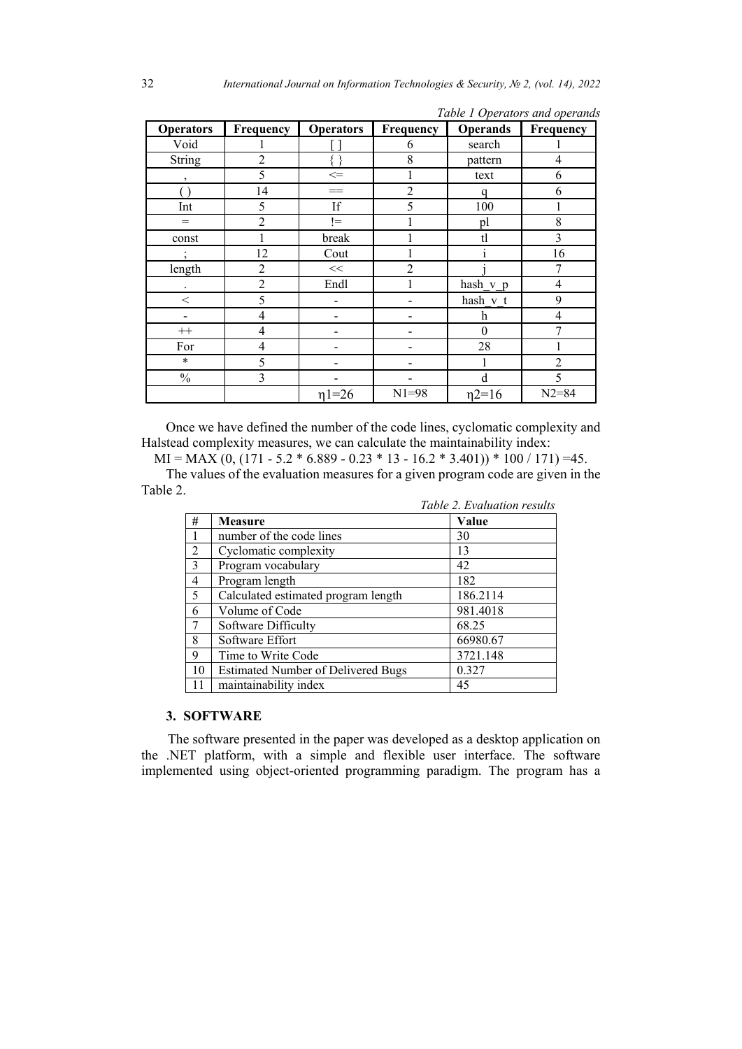*Table 1 Operators and operands*

| Operators | Frequency | Operators | Frequency | Operands | Frequency |
|---|---|---|---|---|---|
| Void | 1 | [ ] | 6 | search | 1 |
| String | 2 | { } | 8 | pattern | 4 |
| , | 5 | <= | 1 | text | 6 |
| ( ) | 14 | == | 2 | q | 6 |
| Int | 5 | If | 5 | 100 | 1 |
| = | 2 | != | 1 | pl | 8 |
| const | 1 | break | 1 | tl | 3 |
| ; | 12 | Cout | 1 | i | 16 |
| length | 2 | << | 2 | j | 7 |
| . | 2 | Endl | 1 | hash_v_p | 4 |
| < | 5 | - | - | hash_v_t | 9 |
| - | 4 | - | - | h | 4 |
| ++ | 4 | - | - | 0 | 7 |
| For | 4 | - | - | 28 | 1 |
| * | 5 | - | - | 1 | 2 |
| % | 3 | - | - | d | 5 |
| | | $\eta_1$=26 | N1=98 | $\eta_2$=16 | N2=84 |

Once we have defined the number of the code lines, cyclomatic complexity and Halstead complexity measures, we can calculate the maintainability index:

MI = MAX (0, (171 - 5.2 * 6.889 - 0.23 * 13 - 16.2 * 3.401)) * 100 / 171) =45.

The values of the evaluation measures for a given program code are given in the Table 2.

*Table 2. Evaluation results*

| # | Measure | Value |
|---|---|---|
| 1 | number of the code lines | 30 |
| 2 | Cyclomatic complexity | 13 |
| 3 | Program vocabulary | 42 |
| 4 | Program length | 182 |
| 5 | Calculated estimated program length | 186.2114 |
| 6 | Volume of Code | 981.4018 |
| 7 | Software Difficulty | 68.25 |
| 8 | Software Effort | 66980.67 |
| 9 | Time to Write Code | 3721.148 |
| 10 | Estimated Number of Delivered Bugs | 0.327 |
| 11 | maintainability index | 45 |

## 3. SOFTWARE

The software presented in the paper was developed as a desktop application on the .NET platform, with a simple and flexible user interface. The software implemented using object-oriented programming paradigm. The program has a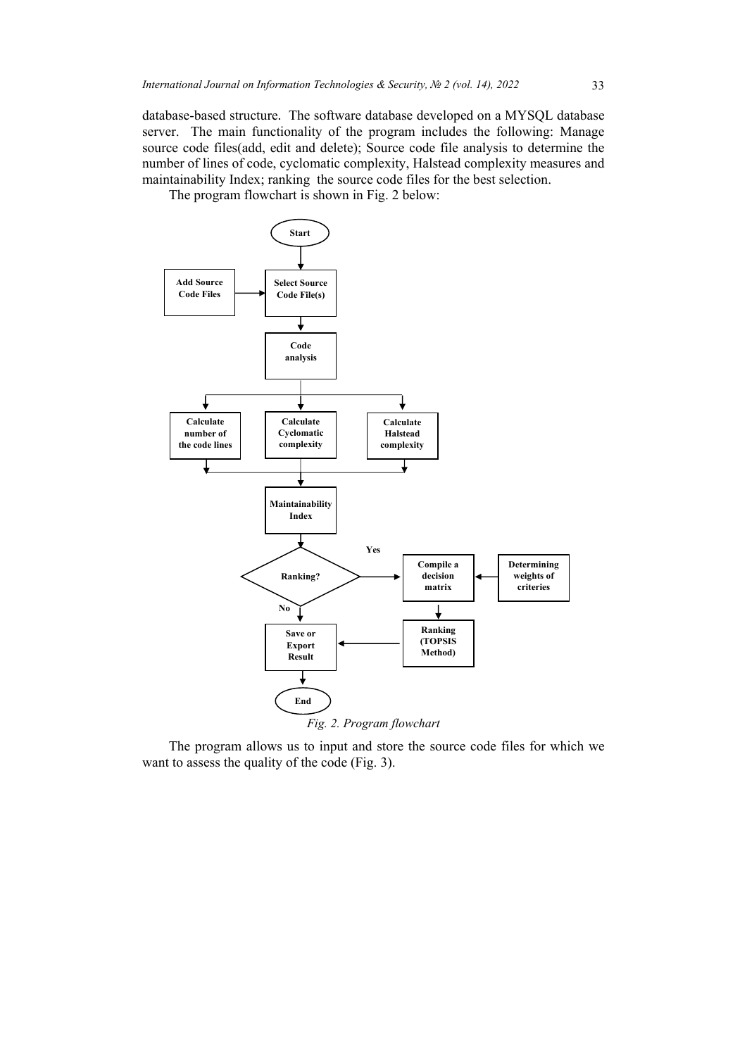database-based structure. The software database developed on a MYSQL database server. The main functionality of the program includes the following: Manage source code files(add, edit and delete); Source code file analysis to determine the number of lines of code, cyclomatic complexity, Halstead complexity measures and maintainability Index; ranking the source code files for the best selection.

The program flowchart is shown in Fig. 2 below:

*Fig. 2. Program flowchart*

The program allows us to input and store the source code files for which we want to assess the quality of the code (Fig. 3).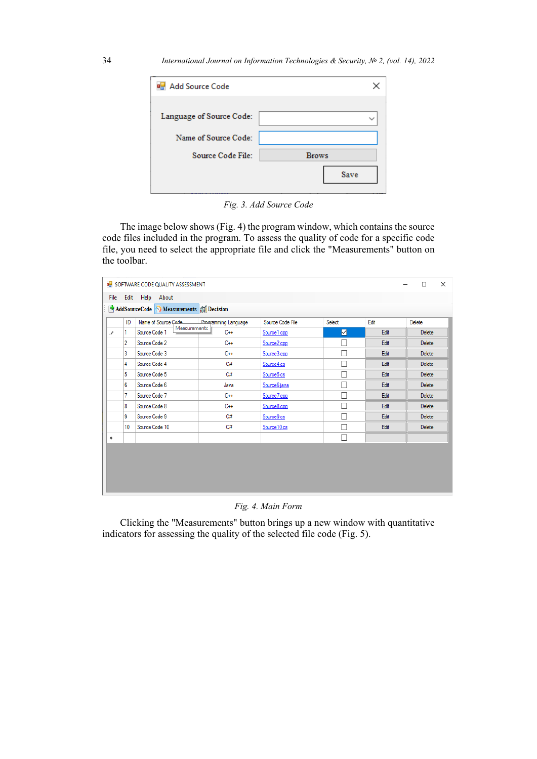Fig. 3. *Add Source Code*

The image below shows (Fig. 4) the program window, which contains the source code files included in the program. To assess the quality of code for a specific code file, you need to select the appropriate file and click the "Measurements" button on the toolbar.

Fig. 4. *Main Form*

Clicking the "Measurements" button brings up a new window with quantitative indicators for assessing the quality of the selected file code (Fig. 5).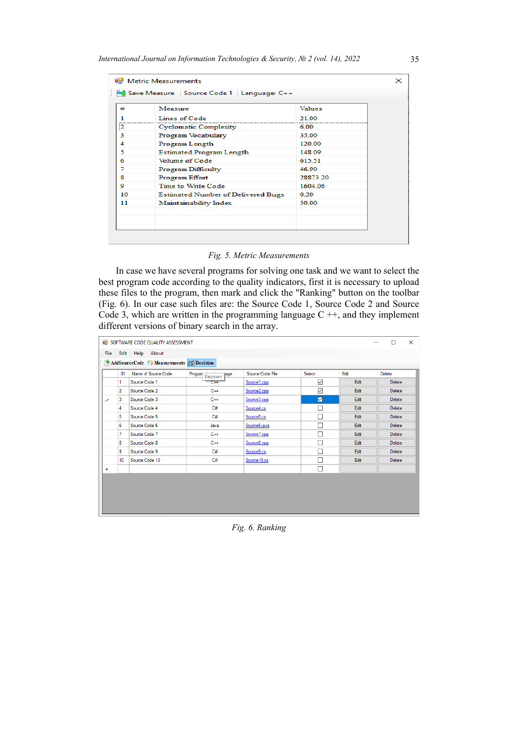Metric Measurements

Save Measure | Source Code 1 | Language: C++

| # | Measure | Values |
|---|---|---|
| 1 | Lines of Code | 21.00 |
| 2 | Cyclomatic Complexity | 6.00 |
| 3 | Program Vocabulary | 35.00 |
| 4 | Program Length | 120.00 |
| 5 | Estimated Program Length | 148.09 |
| 6 | Volume of Code | 615.51 |
| 7 | Program Difficulty | 46.90 |
| 8 | Program Effort | 28873.20 |
| 9 | Time to Write Code | 1604.06 |
| 10 | Estimated Number of Delivered Bugs | 0.20 |
| 11 | Maintainability Index | 50.00 |

*Fig. 5. Metric Measurements*

In case we have several programs for solving one task and we want to select the best program code according to the quality indicators, first it is necessary to upload these files to the program, then mark and click the "Ranking" button on the toolbar (Fig. 6). In our case such files are: the Source Code 1, Source Code 2 and Source Code 3, which are written in the programming language C ++, and they implement different versions of binary search in the array.

SOFTWARE CODE QUALITY ASSESSMENT

File Edit Help About

AddSourceCode | Measurements | Decision

| ID | Name of Source Code | Program Language | Source Code File | Select | Edit | Delete |
|---|---|---|---|---|---|---|
| 1 | Source Code 1 | C++ | Source1.cpp | ☑ | Edit | Delete |
| 2 | Source Code 2 | C++ | Source2.cpp | ☑ | Edit | Delete |
| 3 | Source Code 3 | C++ | Source3.cpp | ☑ | Edit | Delete |
| 4 | Source Code 4 | C# | Source4.cs | ☐ | Edit | Delete |
| 5 | Source Code 5 | C# | Source5.cs | ☐ | Edit | Delete |
| 6 | Source Code 6 | Java | Source6.java | ☐ | Edit | Delete |
| 7 | Source Code 7 | C++ | Source7.cpp | ☐ | Edit | Delete |
| 8 | Source Code 8 | C++ | Source8.cpp | ☐ | Edit | Delete |
| 9 | Source Code 9 | C# | Source9.cs | ☐ | Edit | Delete |
| 10 | Source Code 10 | C# | Source10.cs | ☐ | Edit | Delete |

*Fig. 6. Ranking*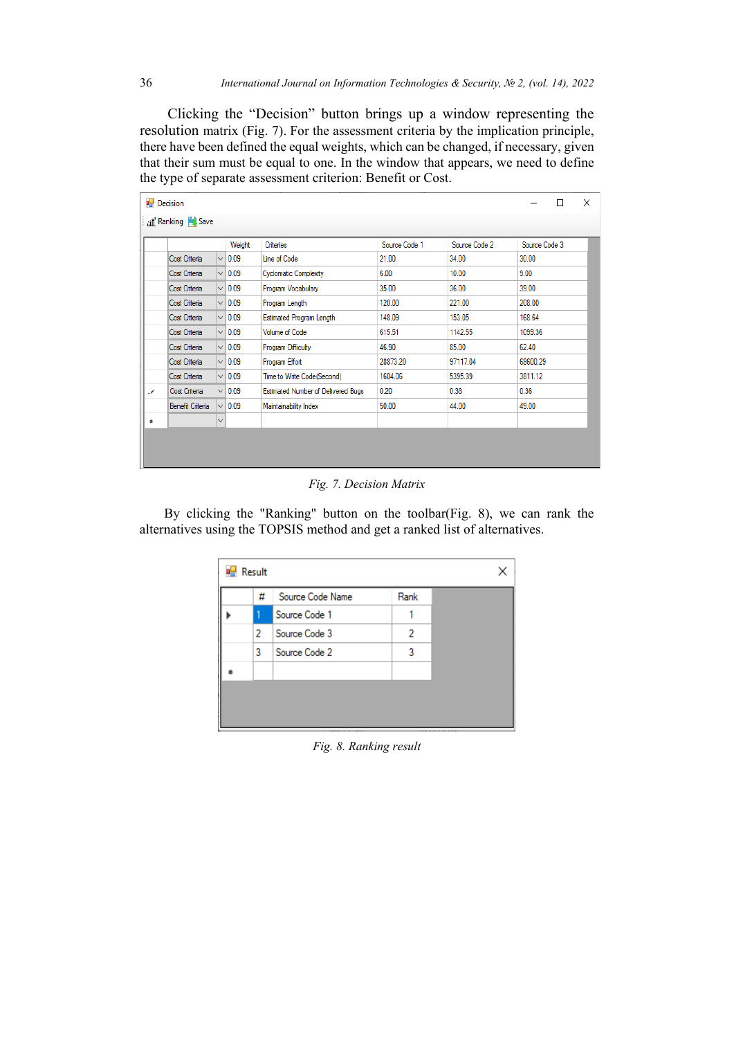Clicking the “Decision” button brings up a window representing the resolution matrix (Fig. 7). For the assessment criteria by the implication principle, there have been defined the equal weights, which can be changed, if necessary, given that their sum must be equal to one. In the window that appears, we need to define the type of separate assessment criterion: Benefit or Cost.

| | Weight | Criteries | Source Code 1 | Source Code 2 | Source Code 3 |
|---|---|---|---|---|---|
| Cost Criteria | 0.09 | Line of Code | 21.00 | 34.00 | 30.00 |
| Cost Criteria | 0.09 | Cyclomatic Complexity | 6.00 | 10.00 | 9.00 |
| Cost Criteria | 0.09 | Program Vocabulary | 35.00 | 36.00 | 39.00 |
| Cost Criteria | 0.09 | Program Length | 120.00 | 221.00 | 208.00 |
| Cost Criteria | 0.09 | Estimated Program Length | 148.09 | 153.05 | 168.64 |
| Cost Criteria | 0.09 | Volume of Code | 615.51 | 1142.55 | 1099.36 |
| Cost Criteria | 0.09 | Program Difficulty | 46.90 | 85.00 | 62.40 |
| Cost Criteria | 0.09 | Program Effort | 28873.20 | 97117.04 | 68600.29 |
| Cost Criteria | 0.09 | Time to Write Code(Second) | 1604.06 | 5395.39 | 3811.12 |
| Cost Criteria | 0.09 | Estimated Number of Delivered Bugs | 0.20 | 0.38 | 0.36 |
| Benefit Criteria | 0.09 | Maintainability Index | 50.00 | 44.00 | 49.00 |

*Fig. 7. Decision Matrix*

By clicking the "Ranking" button on the toolbar(Fig. 8), we can rank the alternatives using the TOPSIS method and get a ranked list of alternatives.

| # | Source Code Name | Rank |
|---|---|---|
| 1 | Source Code 1 | 1 |
| 2 | Source Code 3 | 2 |
| 3 | Source Code 2 | 3 |

*Fig. 8. Ranking result*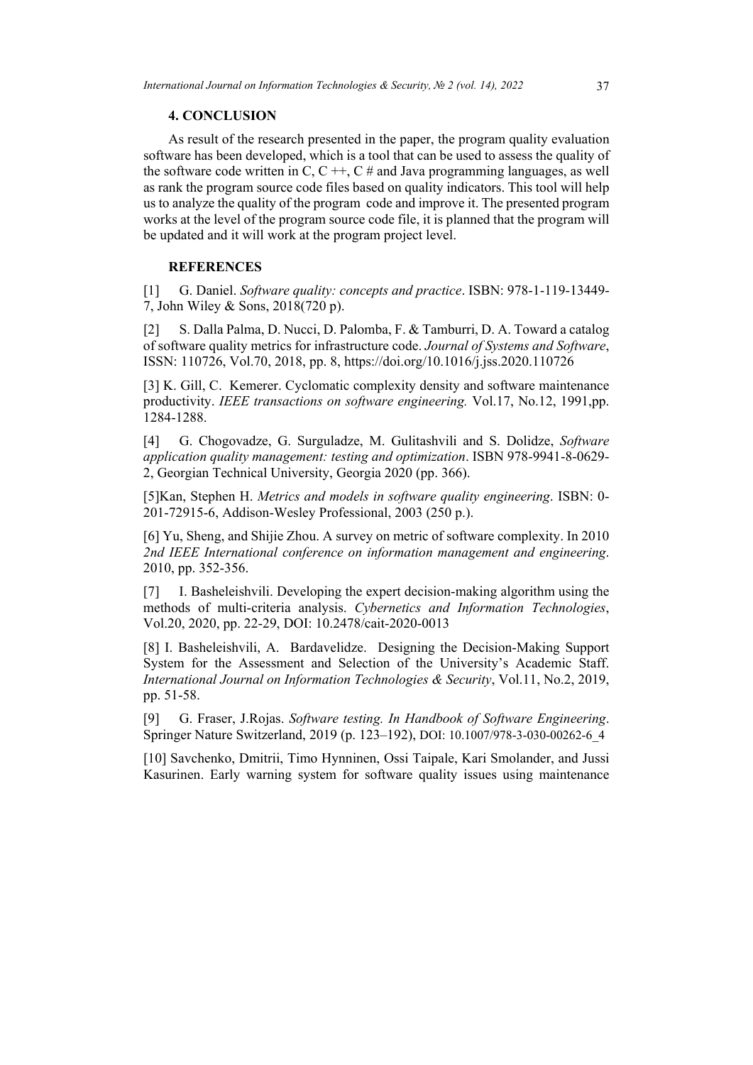## 4. CONCLUSION

As result of the research presented in the paper, the program quality evaluation software has been developed, which is a tool that can be used to assess the quality of the software code written in C, C ++, C # and Java programming languages, as well as rank the program source code files based on quality indicators. This tool will help us to analyze the quality of the program code and improve it. The presented program works at the level of the program source code file, it is planned that the program will be updated and it will work at the program project level.

## REFERENCES

[1] G. Daniel. *Software quality: concepts and practice*. ISBN: 978-1-119-13449-7, John Wiley & Sons, 2018(720 p).

[2] S. Dalla Palma, D. Nucci, D. Palomba, F. & Tamburri, D. A. Toward a catalog of software quality metrics for infrastructure code. *Journal of Systems and Software*, ISSN: 110726, Vol.70, 2018, pp. 8, https://doi.org/10.1016/j.jss.2020.110726

[3] K. Gill, C. Kemerer. Cyclomatic complexity density and software maintenance productivity. *IEEE transactions on software engineering.* Vol.17, No.12, 1991,pp. 1284-1288.

[4] G. Chogovadze, G. Surguladze, M. Gulitashvili and S. Dolidze, *Software application quality management: testing and optimization*. ISBN 978-9941-8-0629-2, Georgian Technical University, Georgia 2020 (pp. 366).

[5]Kan, Stephen H. *Metrics and models in software quality engineering*. ISBN: 0-201-72915-6, Addison-Wesley Professional, 2003 (250 p.).

[6] Yu, Sheng, and Shijie Zhou. A survey on metric of software complexity. In 2010 *2nd IEEE International conference on information management and engineering*. 2010, pp. 352-356.

[7] I. Basheleishvili. Developing the expert decision-making algorithm using the methods of multi-criteria analysis. *Cybernetics and Information Technologies*, Vol.20, 2020, pp. 22-29, DOI: 10.2478/cait-2020-0013

[8] I. Basheleishvili, A. Bardavelidze. Designing the Decision-Making Support System for the Assessment and Selection of the University's Academic Staff. *International Journal on Information Technologies & Security*, Vol.11, No.2, 2019, pp. 51-58.

[9] G. Fraser, J.Rojas. *Software testing. In Handbook of Software Engineering*. Springer Nature Switzerland, 2019 (p. 123–192), DOI: 10.1007/978-3-030-00262-6_4

[10] Savchenko, Dmitrii, Timo Hynninen, Ossi Taipale, Kari Smolander, and Jussi Kasurinen. Early warning system for software quality issues using maintenance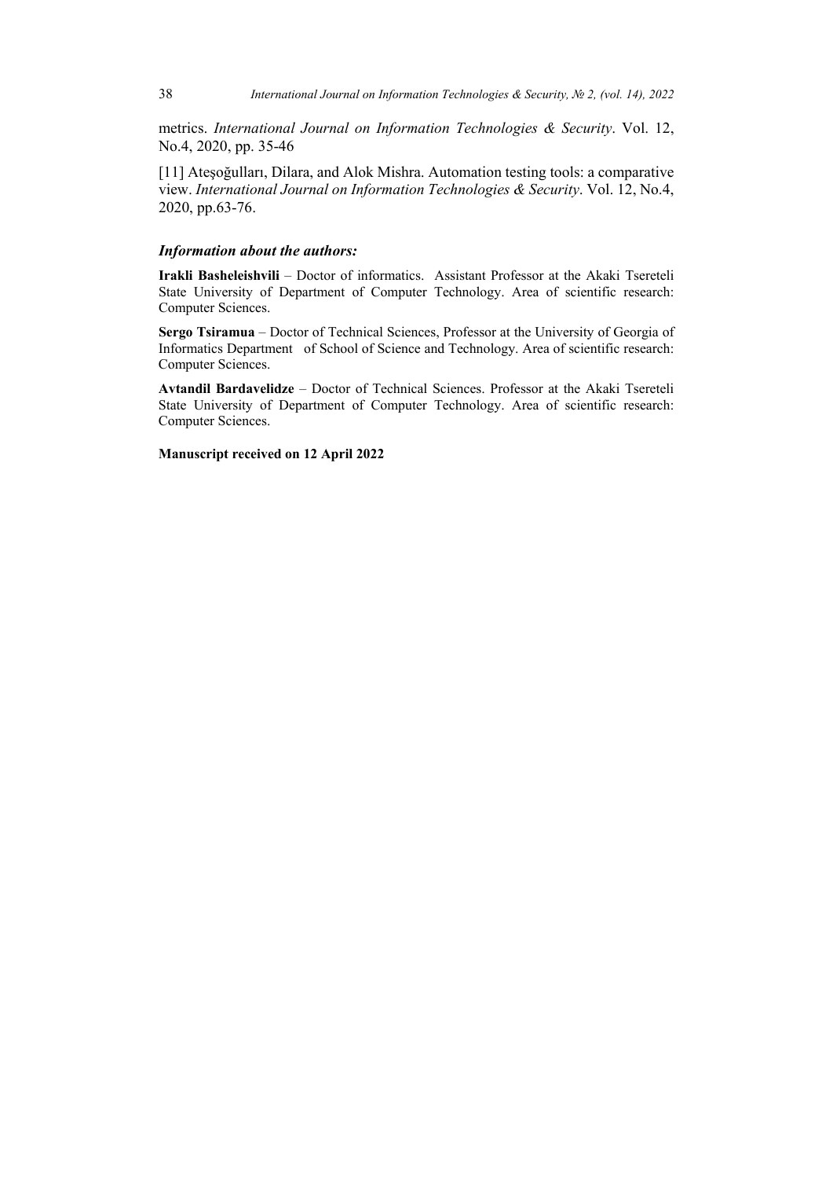metrics. *International Journal on Information Technologies & Security*. Vol. 12, No.4, 2020, pp. 35-46

[11] Ateşoğulları, Dilara, and Alok Mishra. Automation testing tools: a comparative view. *International Journal on Information Technologies & Security*. Vol. 12, No.4, 2020, pp.63-76.

### *Information about the authors:*

**Irakli Basheleishvili** – Doctor of informatics. Assistant Professor at the Akaki Tsereteli State University of Department of Computer Technology. Area of scientific research: Computer Sciences.

**Sergo Tsiramua** – Doctor of Technical Sciences, Professor at the University of Georgia of Informatics Department of School of Science and Technology. Area of scientific research: Computer Sciences.

**Avtandil Bardavelidze** – Doctor of Technical Sciences. Professor at the Akaki Tsereteli State University of Department of Computer Technology. Area of scientific research: Computer Sciences.

**Manuscript received on 12 April 2022**